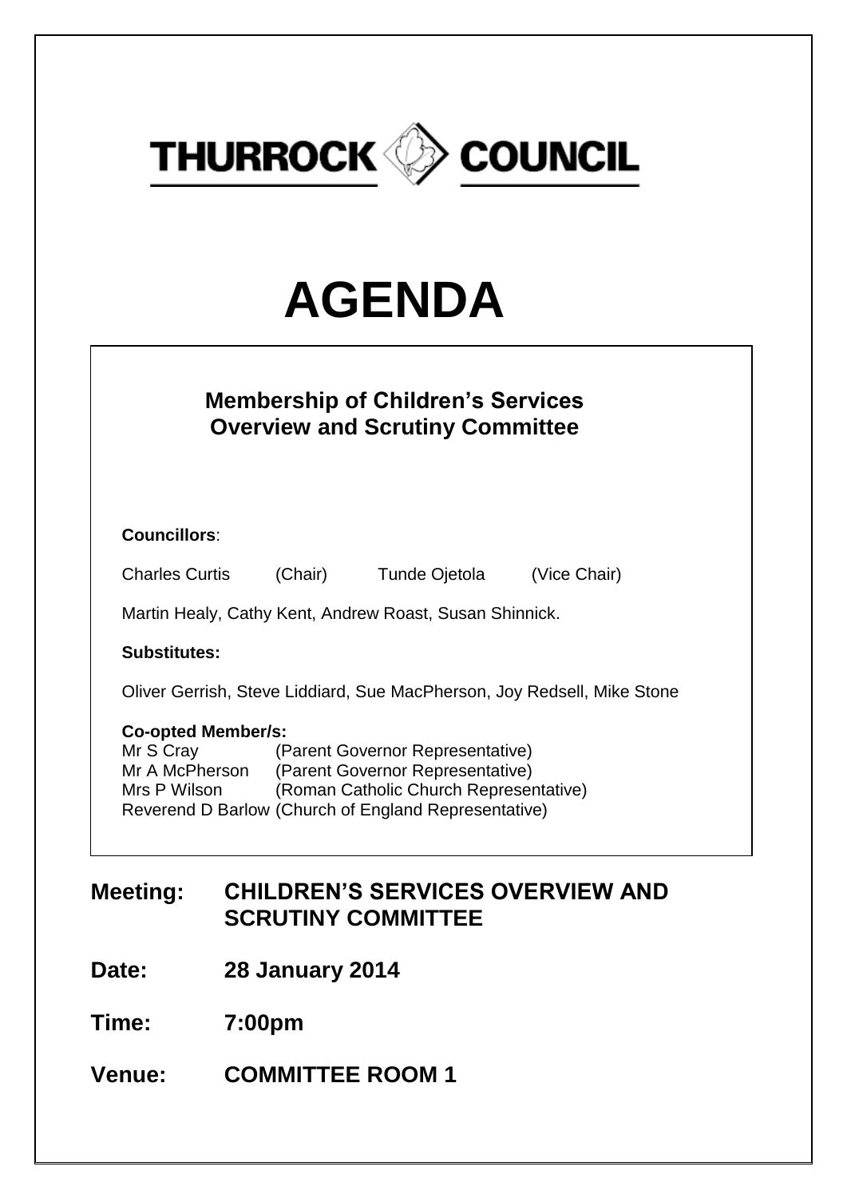**THURROCK COUNCIL**

# AGENDA

## Membership of Children's Services Overview and Scrutiny Committee

**Councillors**:

Charles Curtis (Chair) Tunde Ojetola (Vice Chair)

Martin Healy, Cathy Kent, Andrew Roast, Susan Shinnick.

**Substitutes:**

Oliver Gerrish, Steve Liddiard, Sue MacPherson, Joy Redsell, Mike Stone

**Co-opted Member/s:**

Mr S Cray (Parent Governor Representative)
Mr A McPherson (Parent Governor Representative)
Mrs P Wilson (Roman Catholic Church Representative)
Reverend D Barlow (Church of England Representative)

**Meeting:** **CHILDREN'S SERVICES OVERVIEW AND SCRUTINY COMMITTEE**

**Date:** **28 January 2014**

**Time:** **7:00pm**

**Venue:** **COMMITTEE ROOM 1**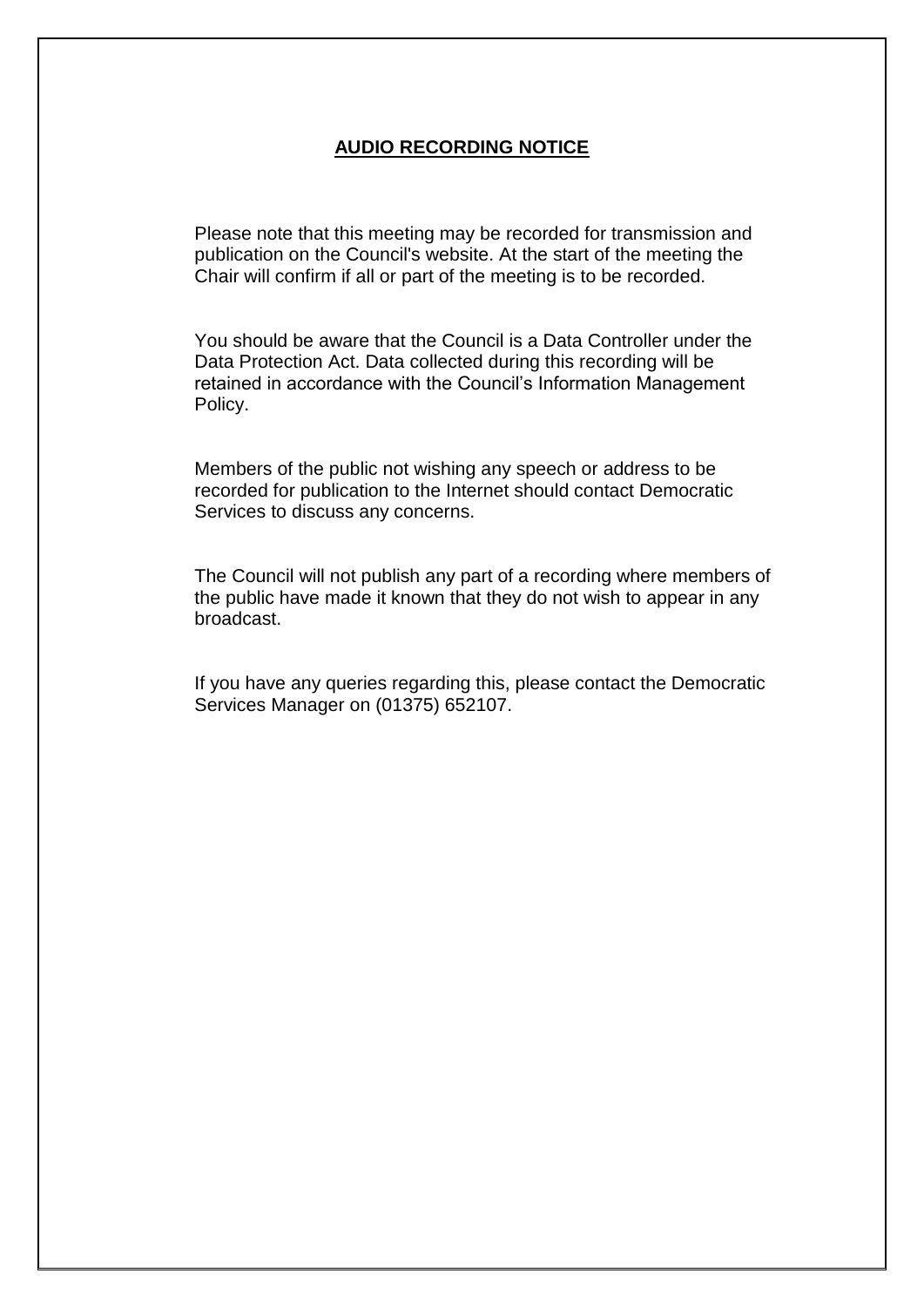## AUDIO RECORDING NOTICE

Please note that this meeting may be recorded for transmission and publication on the Council's website. At the start of the meeting the Chair will confirm if all or part of the meeting is to be recorded.

You should be aware that the Council is a Data Controller under the Data Protection Act. Data collected during this recording will be retained in accordance with the Council's Information Management Policy.

Members of the public not wishing any speech or address to be recorded for publication to the Internet should contact Democratic Services to discuss any concerns.

The Council will not publish any part of a recording where members of the public have made it known that they do not wish to appear in any broadcast.

If you have any queries regarding this, please contact the Democratic Services Manager on (01375) 652107.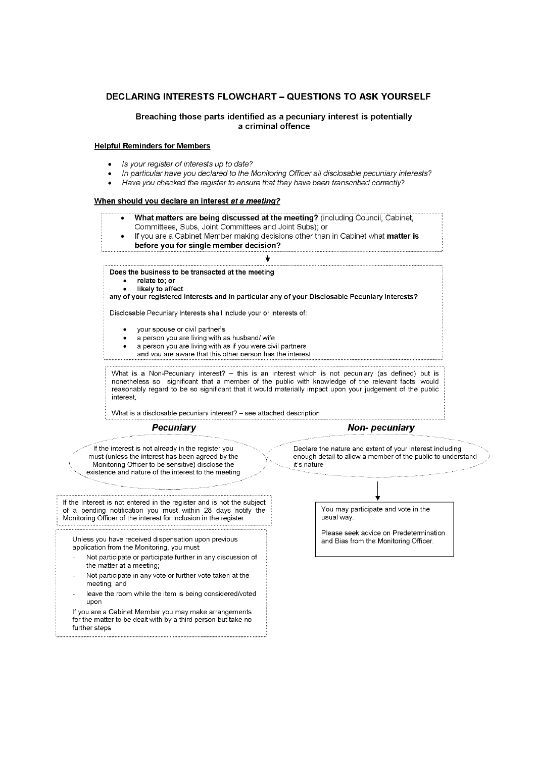## DECLARING INTERESTS FLOWCHART – QUESTIONS TO ASK YOURSELF

**Breaching those parts identified as a pecuniary interest is potentially a criminal offence**

**Helpful Reminders for Members**

- *Is your register of interests up to date?*
- *In particular have you declared to the Monitoring Officer all disclosable pecuniary interests?*
- *Have you checked the register to ensure that they have been transcribed correctly?*

**When should you declare an interest *at a meeting?***

- **What matters are being discussed at the meeting?** (including Council, Cabinet, Committees, Subs, Joint Committees and Joint Subs); or
- If you are a Cabinet Member making decisions other than in Cabinet what **matter is before you for single member decision?**

↓

**Does the business to be transacted at the meeting**

- **relate to; or**
- **likely to affect**

**any of your registered interests and in particular any of your Disclosable Pecuniary Interests?**

Disclosable Pecuniary Interests shall include your or interests of:

- your spouse or civil partner's
- a person you are living with as husband/ wife
- a person you are living with as if you were civil partners

and you are aware that this other person has the interest

What is a Non-Pecuniary interest? – this is an interest which is not pecuniary (as defined) but is nonetheless so significant that a member of the public with knowledge of the relevant facts, would reasonably regard to be so significant that it would materially impact upon your judgement of the public interest,

What is a disclosable pecuniary interest? – see attached description

### *Pecuniary*

If the interest is not already in the register you must (unless the interest has been agreed by the Monitoring Officer to be sensitive) disclose the existence and nature of the interest to the meeting

If the Interest is not entered in the register and is not the subject of a pending notification you must within 28 days notify the Monitoring Officer of the interest for inclusion in the register

Unless you have received dispensation upon previous application from the Monitoring, you must:

- Not participate or participate further in any discussion of the matter at a meeting;
- Not participate in any vote or further vote taken at the meeting; and
- leave the room while the item is being considered/voted upon

If you are a Cabinet Member you may make arrangements for the matter to be dealt with by a third person but take no further steps

### *Non- pecuniary*

Declare the nature and extent of your interest including enough detail to allow a member of the public to understand it's nature

↓

You may participate and vote in the usual way.

Please seek advice on Predetermination and Bias from the Monitoring Officer.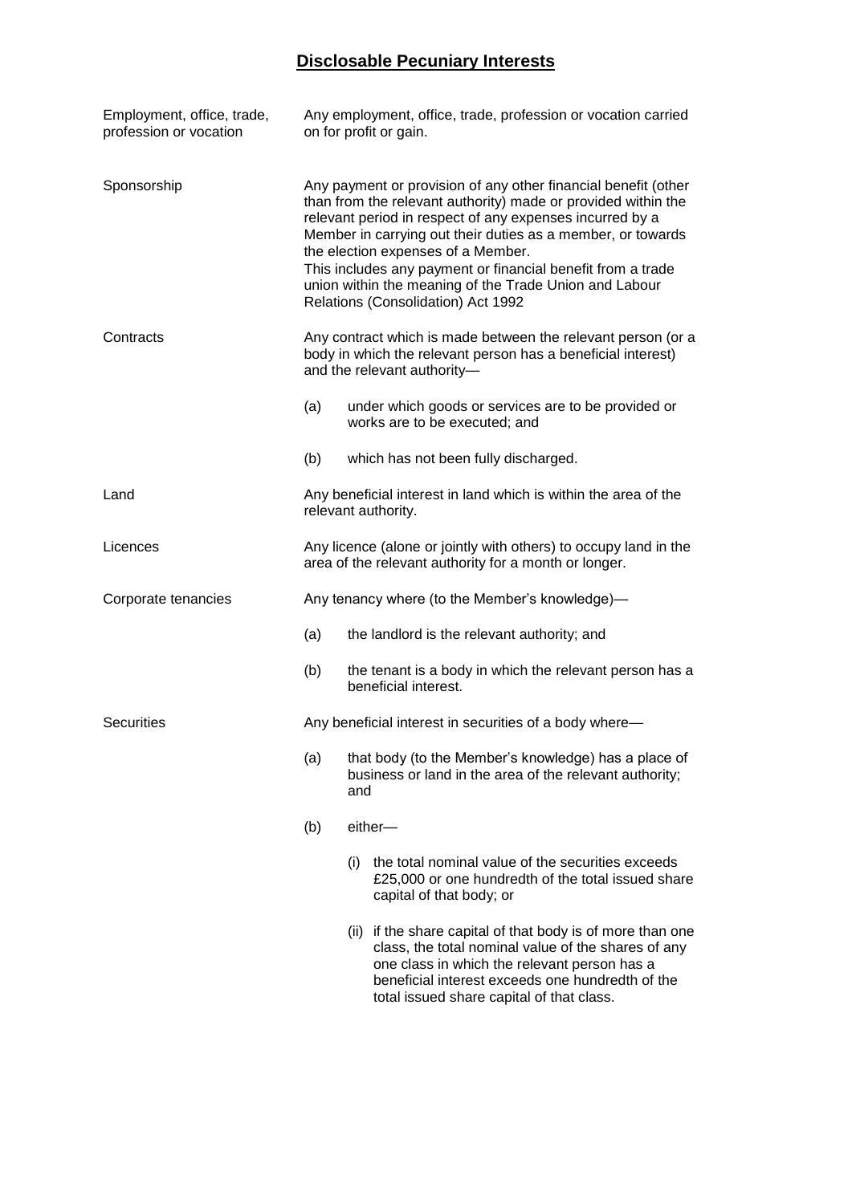## **Disclosable Pecuniary Interests**

| | |
|---|---|
| Employment, office, trade, profession or vocation | Any employment, office, trade, profession or vocation carried on for profit or gain. |
| Sponsorship | Any payment or provision of any other financial benefit (other than from the relevant authority) made or provided within the relevant period in respect of any expenses incurred by a Member in carrying out their duties as a member, or towards the election expenses of a Member.<br>This includes any payment or financial benefit from a trade union within the meaning of the Trade Union and Labour Relations (Consolidation) Act 1992 |
| Contracts | Any contract which is made between the relevant person (or a body in which the relevant person has a beneficial interest) and the relevant authority—<br>(a) under which goods or services are to be provided or works are to be executed; and<br>(b) which has not been fully discharged. |
| Land | Any beneficial interest in land which is within the area of the relevant authority. |
| Licences | Any licence (alone or jointly with others) to occupy land in the area of the relevant authority for a month or longer. |
| Corporate tenancies | Any tenancy where (to the Member's knowledge)—<br>(a) the landlord is the relevant authority; and<br>(b) the tenant is a body in which the relevant person has a beneficial interest. |
| Securities | Any beneficial interest in securities of a body where—<br>(a) that body (to the Member's knowledge) has a place of business or land in the area of the relevant authority; and<br>(b) either—<br>(i) the total nominal value of the securities exceeds £25,000 or one hundredth of the total issued share capital of that body; or<br>(ii) if the share capital of that body is of more than one class, the total nominal value of the shares of any one class in which the relevant person has a beneficial interest exceeds one hundredth of the total issued share capital of that class. |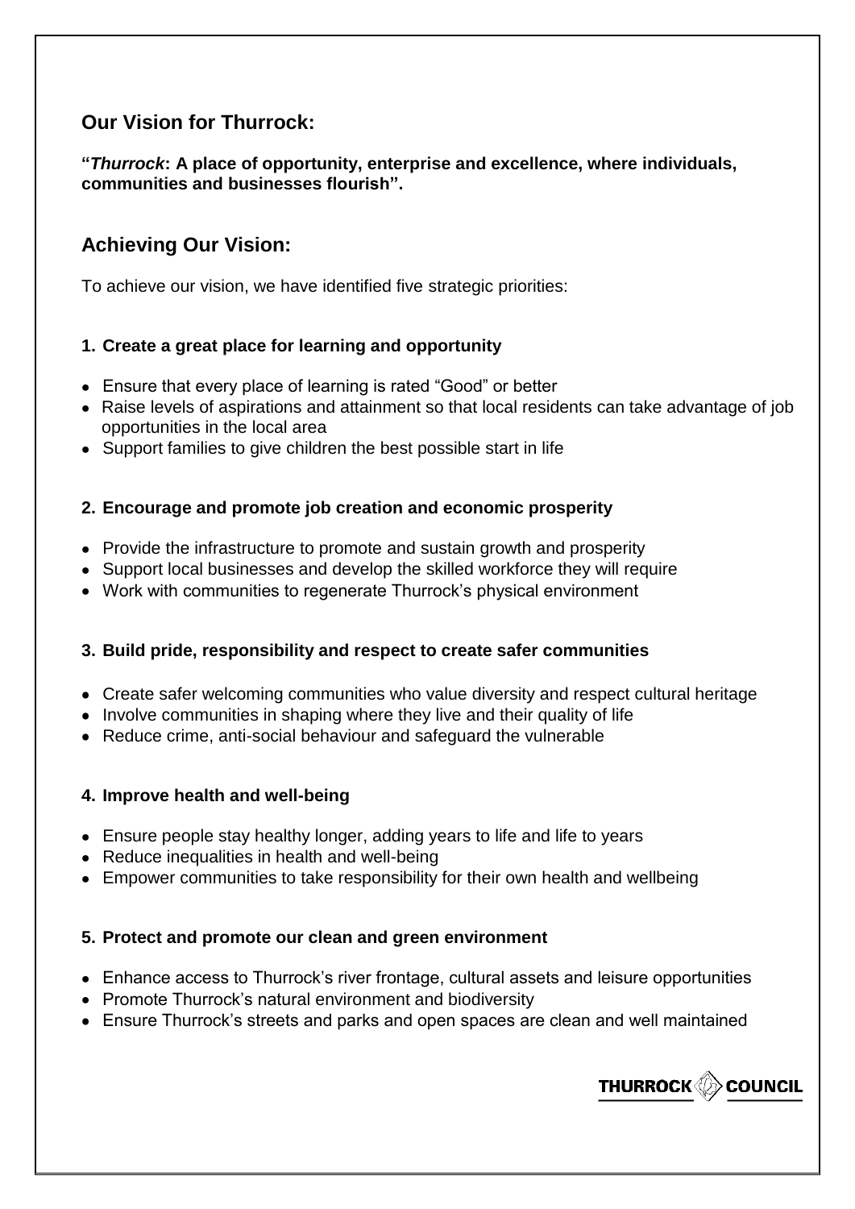## Our Vision for Thurrock:

**"*Thurrock*: A place of opportunity, enterprise and excellence, where individuals, communities and businesses flourish".**

## Achieving Our Vision:

To achieve our vision, we have identified five strategic priorities:

### 1. Create a great place for learning and opportunity

- Ensure that every place of learning is rated "Good" or better
- Raise levels of aspirations and attainment so that local residents can take advantage of job opportunities in the local area
- Support families to give children the best possible start in life

### 2. Encourage and promote job creation and economic prosperity

- Provide the infrastructure to promote and sustain growth and prosperity
- Support local businesses and develop the skilled workforce they will require
- Work with communities to regenerate Thurrock's physical environment

### 3. Build pride, responsibility and respect to create safer communities

- Create safer welcoming communities who value diversity and respect cultural heritage
- Involve communities in shaping where they live and their quality of life
- Reduce crime, anti-social behaviour and safeguard the vulnerable

### 4. Improve health and well-being

- Ensure people stay healthy longer, adding years to life and life to years
- Reduce inequalities in health and well-being
- Empower communities to take responsibility for their own health and wellbeing

### 5. Protect and promote our clean and green environment

- Enhance access to Thurrock's river frontage, cultural assets and leisure opportunities
- Promote Thurrock's natural environment and biodiversity
- Ensure Thurrock's streets and parks and open spaces are clean and well maintained

THURROCK COUNCIL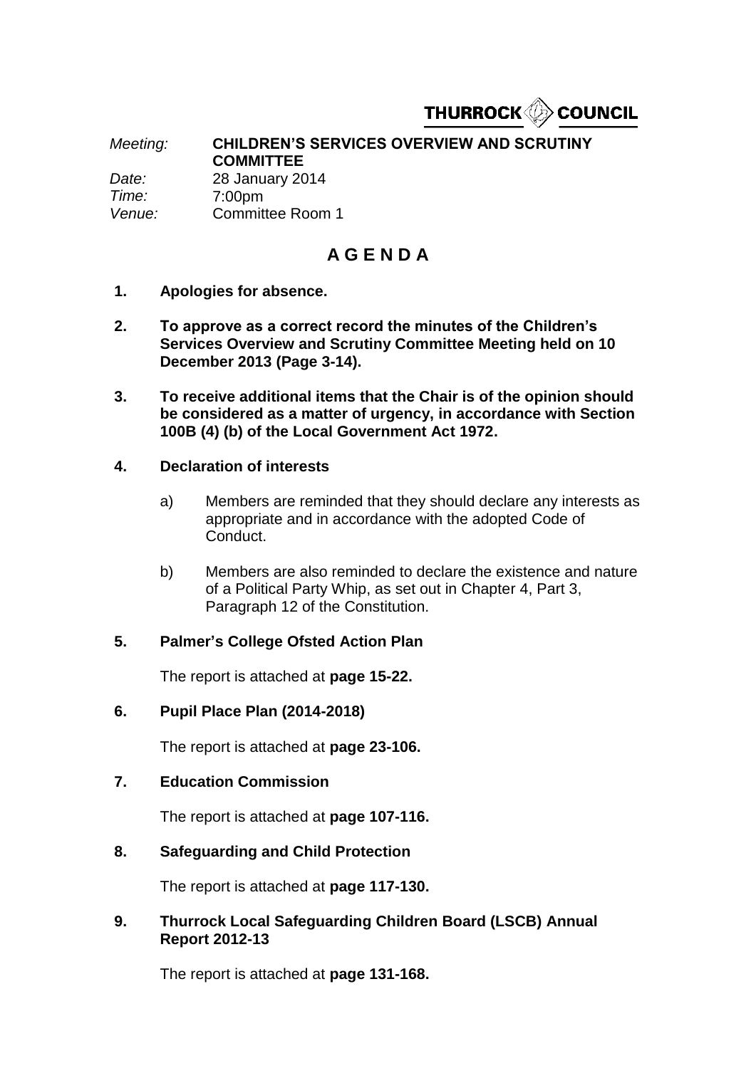THURROCK COUNCIL

*Meeting:* **CHILDREN'S SERVICES OVERVIEW AND SCRUTINY COMMITTEE**
*Date:* 28 January 2014
*Time:* 7:00pm
*Venue:* Committee Room 1

# A G E N D A

1. **Apologies for absence.**

2. **To approve as a correct record the minutes of the Children's Services Overview and Scrutiny Committee Meeting held on 10 December 2013 (Page 3-14).**

3. **To receive additional items that the Chair is of the opinion should be considered as a matter of urgency, in accordance with Section 100B (4) (b) of the Local Government Act 1972.**

4. **Declaration of interests**

   a) Members are reminded that they should declare any interests as appropriate and in accordance with the adopted Code of Conduct.

   b) Members are also reminded to declare the existence and nature of a Political Party Whip, as set out in Chapter 4, Part 3, Paragraph 12 of the Constitution.

5. **Palmer's College Ofsted Action Plan**

   The report is attached at **page 15-22.**

6. **Pupil Place Plan (2014-2018)**

   The report is attached at **page 23-106.**

7. **Education Commission**

   The report is attached at **page 107-116.**

8. **Safeguarding and Child Protection**

   The report is attached at **page 117-130.**

9. **Thurrock Local Safeguarding Children Board (LSCB) Annual Report 2012-13**

   The report is attached at **page 131-168.**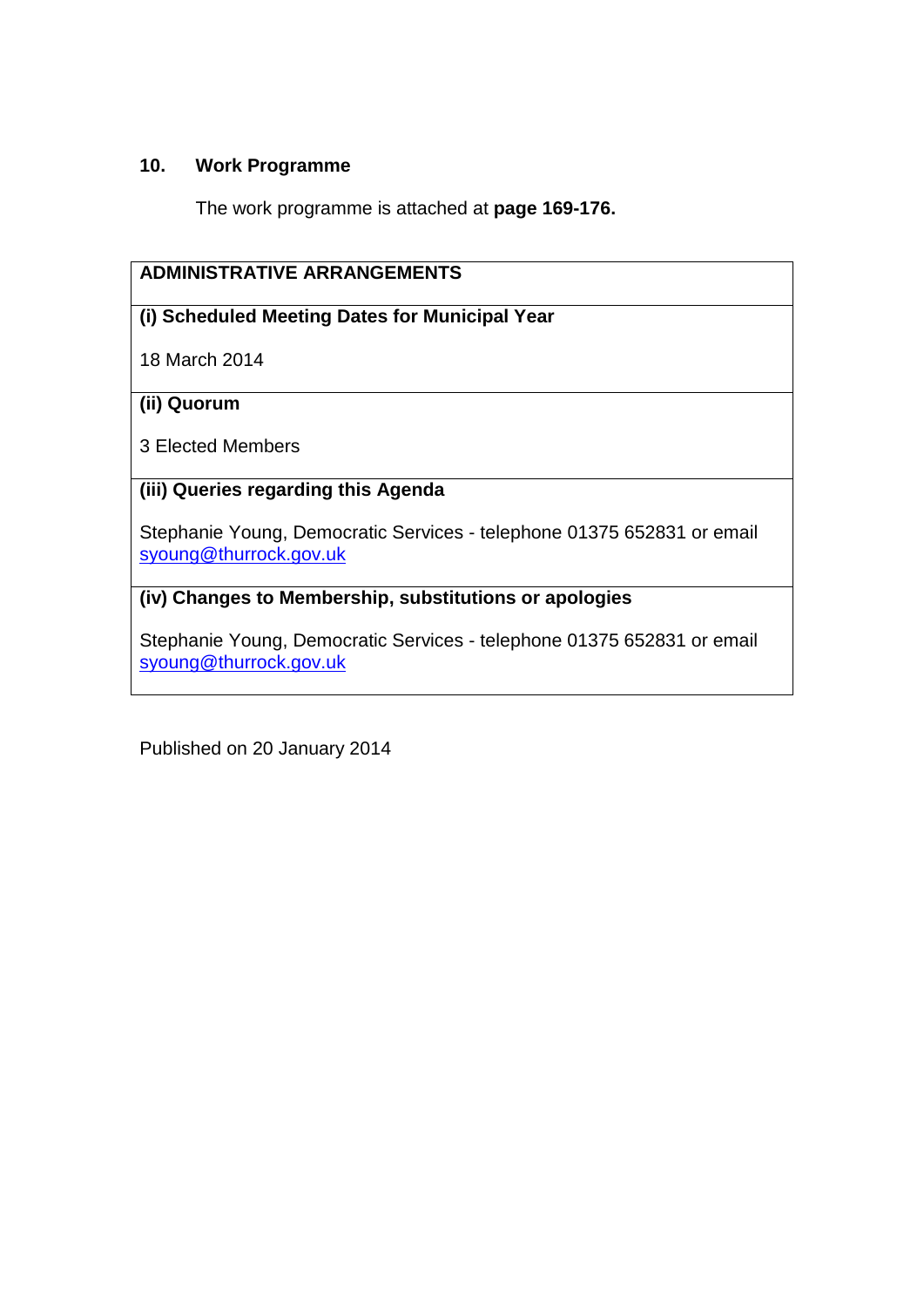**10. Work Programme**

The work programme is attached at **page 169-176.**

| **ADMINISTRATIVE ARRANGEMENTS** |
|---|
| **(i) Scheduled Meeting Dates for Municipal Year**<br><br>18 March 2014 |
| **(ii) Quorum**<br><br>3 Elected Members |
| **(iii) Queries regarding this Agenda**<br><br>Stephanie Young, Democratic Services - telephone 01375 652831 or email syoung@thurrock.gov.uk |
| **(iv) Changes to Membership, substitutions or apologies**<br><br>Stephanie Young, Democratic Services - telephone 01375 652831 or email syoung@thurrock.gov.uk |

Published on 20 January 2014